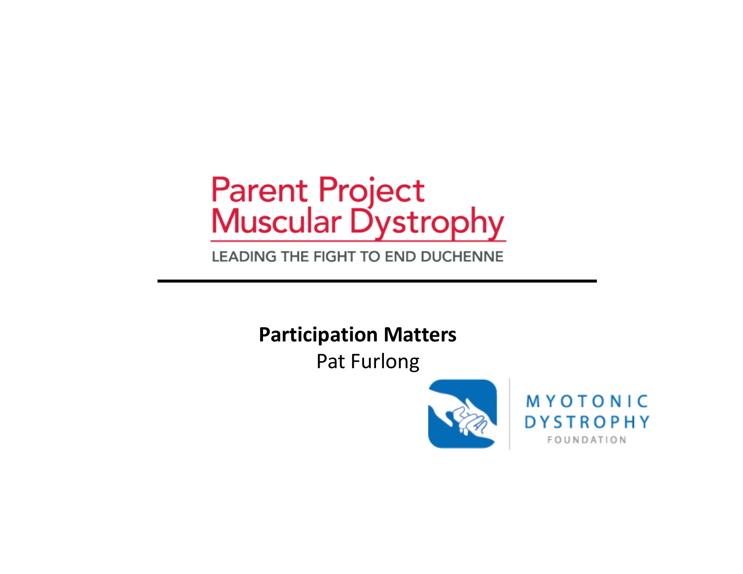Parent Project Muscular Dystrophy

LEADING THE FIGHT TO END DUCHENNE

---

**Participation Matters**

Pat Furlong

MYOTONIC DYSTROPHY FOUNDATION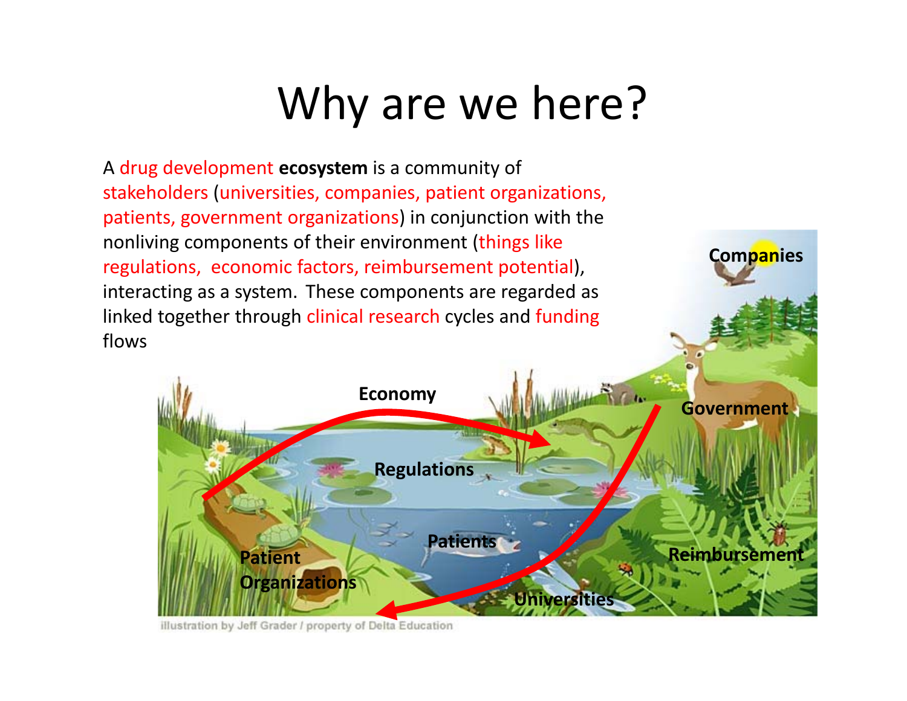# Why are we here?

A drug development **ecosystem** is a community of stakeholders (universities, companies, patient organizations, patients, government organizations) in conjunction with the nonliving components of their environment (things like regulations, economic factors, reimbursement potential), interacting as a system. These components are regarded as linked together through clinical research cycles and funding flows

**Companies**

**Economy**

**Government**

**Regulations**

**Patients**

**Reimbursement**

**Patient Organizations**

**Universities**

illustration by Jeff Grader / property of Delta Education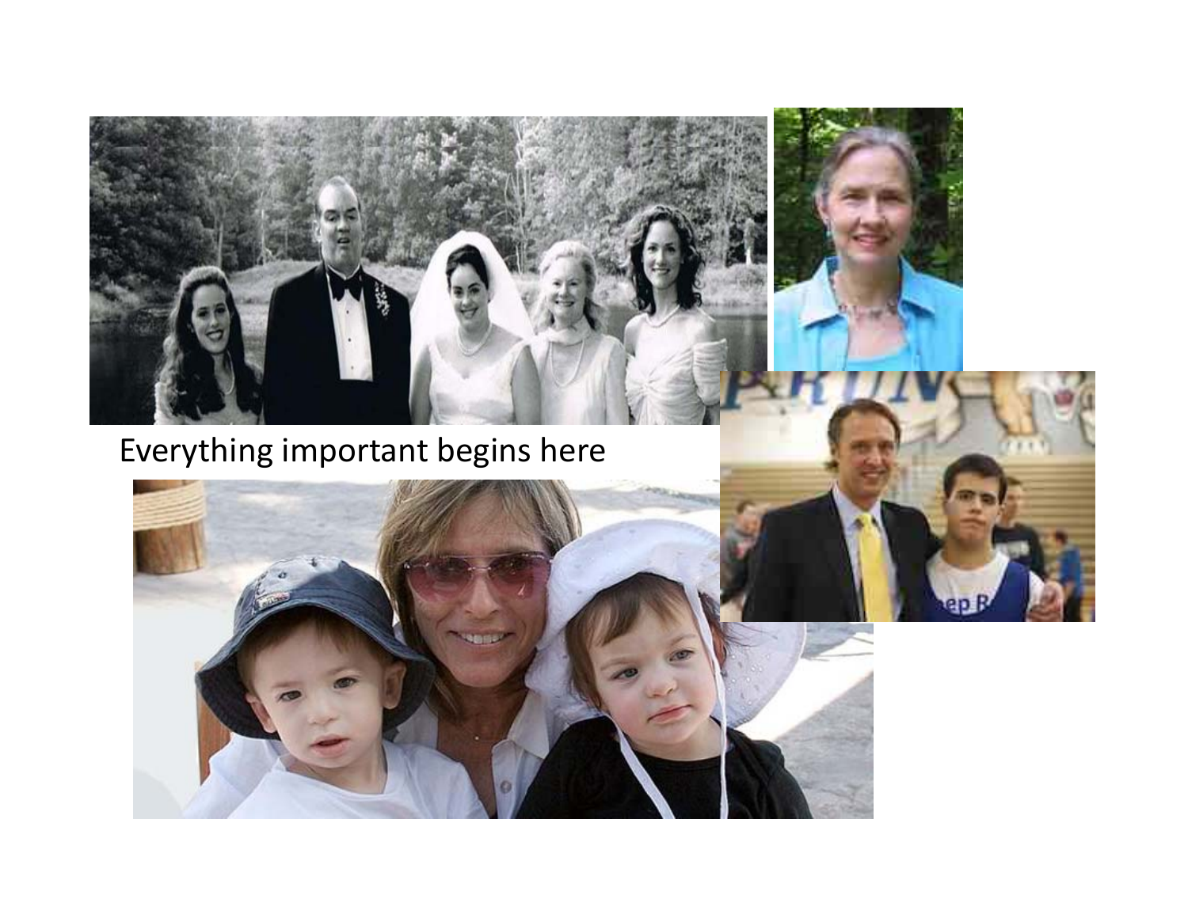Everything important begins here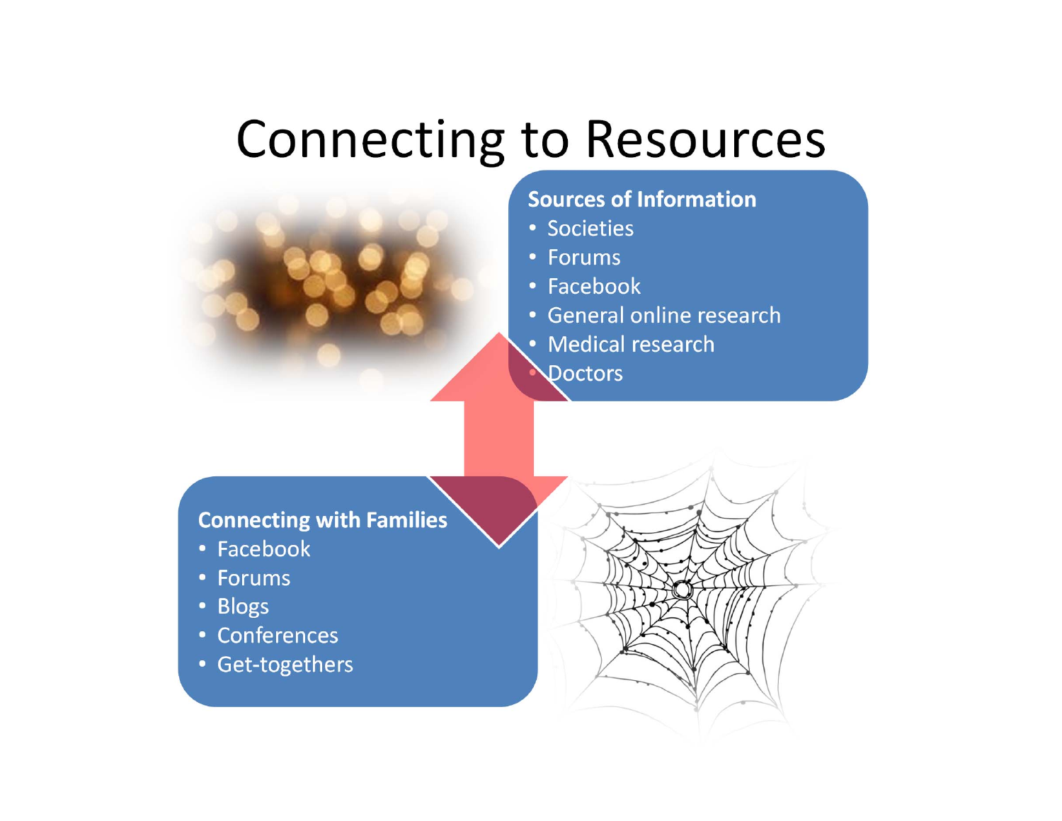# Connecting to Resources

**Sources of Information**

- Societies
- Forums
- Facebook
- General online research
- Medical research
- Doctors

**Connecting with Families**

- Facebook
- Forums
- Blogs
- Conferences
- Get-togethers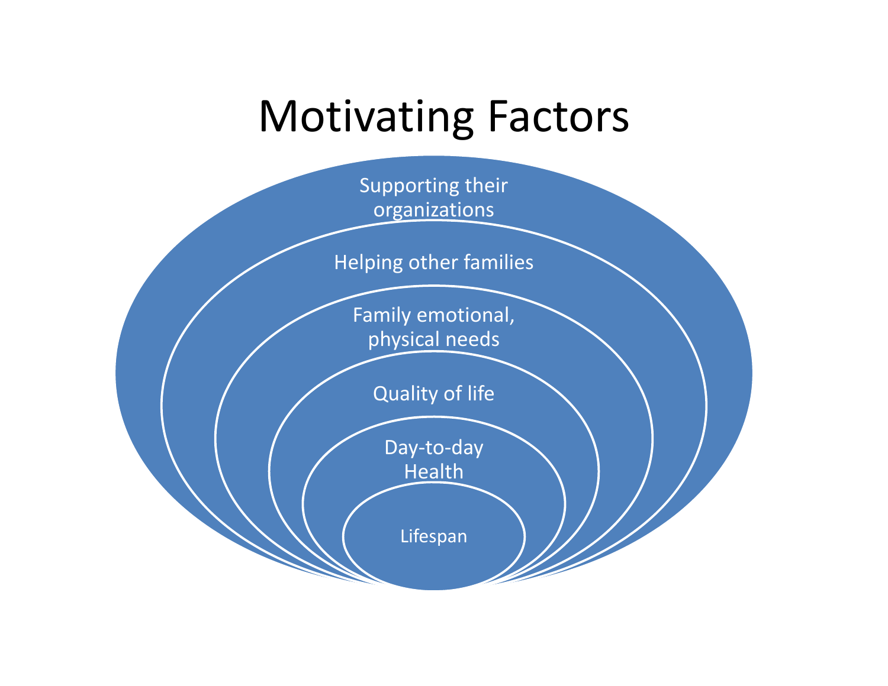# Motivating Factors

- Supporting their organizations
- Helping other families
- Family emotional, physical needs
- Quality of life
- Day-to-day Health
- Lifespan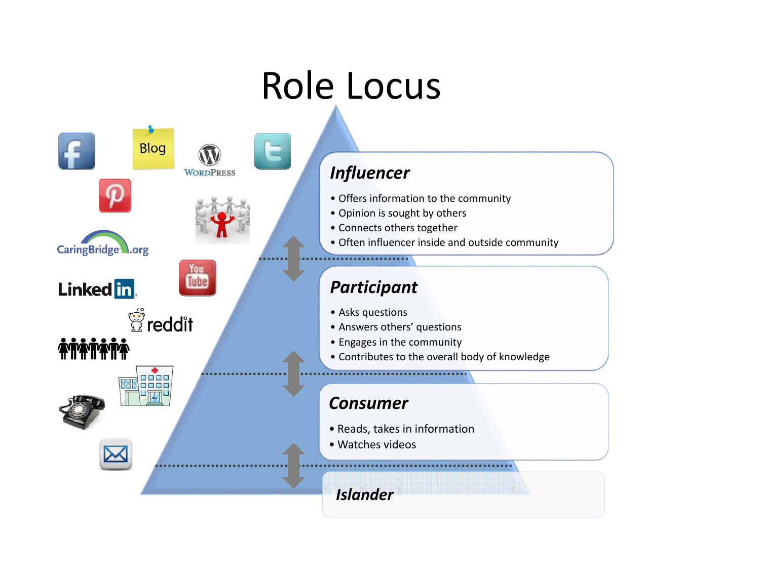# Role Locus

### *Influencer*

- Offers information to the community
- Opinion is sought by others
- Connects others together
- Often influencer inside and outside community

### *Participant*

- Asks questions
- Answers others' questions
- Engages in the community
- Contributes to the overall body of knowledge

### *Consumer*

- Reads, takes in information
- Watches videos

### *Islander*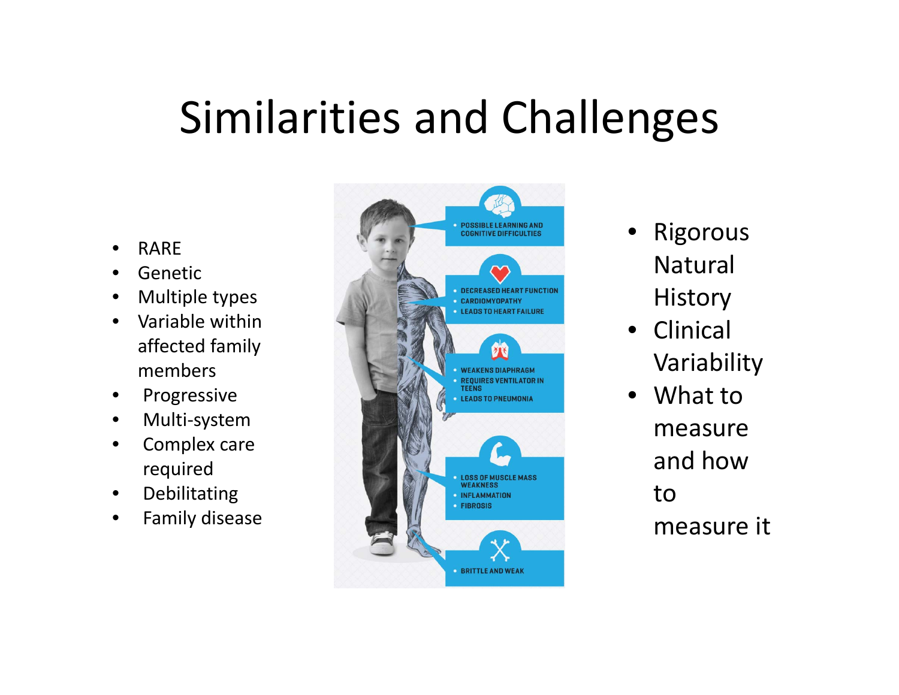# Similarities and Challenges

- RARE
- Genetic
- Multiple types
- Variable within affected family members
- Progressive
- Multi-system
- Complex care required
- Debilitating
- Family disease

- POSSIBLE LEARNING AND COGNITIVE DIFFICULTIES
- DECREASED HEART FUNCTION
- CARDIOMYOPATHY
- LEADS TO HEART FAILURE
- WEAKENS DIAPHRAGM
- REQUIRES VENTILATOR IN TEENS
- LEADS TO PNEUMONIA
- LOSS OF MUSCLE MASS WEAKNESS
- INFLAMMATION
- FIBROSIS
- BRITTLE AND WEAK

- Rigorous Natural History
- Clinical Variability
- What to measure and how to measure it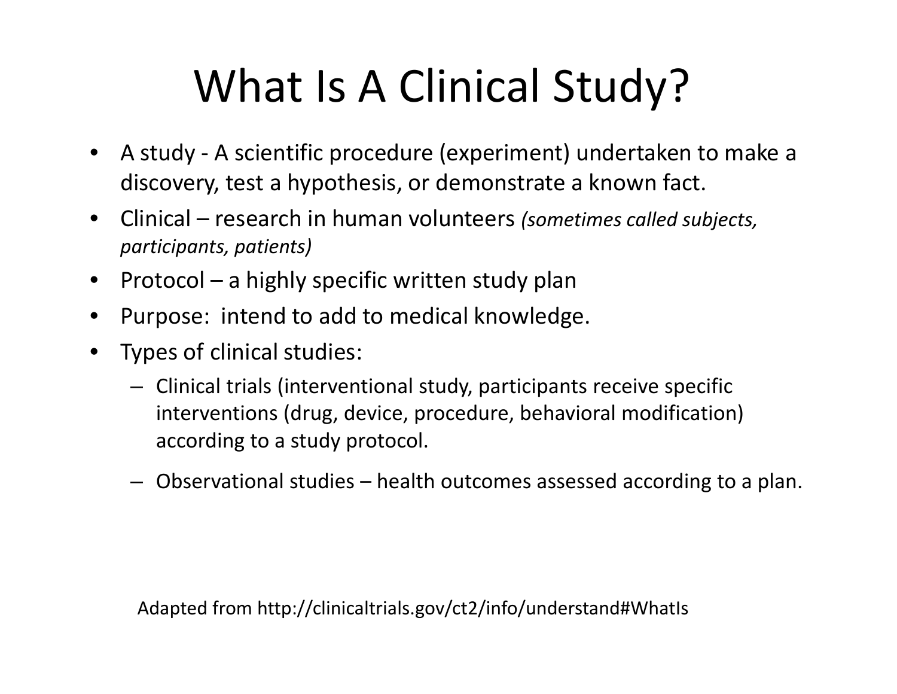# What Is A Clinical Study?

- A study - A scientific procedure (experiment) undertaken to make a discovery, test a hypothesis, or demonstrate a known fact.
- Clinical – research in human volunteers *(sometimes called subjects, participants, patients)*
- Protocol – a highly specific written study plan
- Purpose: intend to add to medical knowledge.
- Types of clinical studies:
  - Clinical trials (interventional study, participants receive specific interventions (drug, device, procedure, behavioral modification) according to a study protocol.
  - Observational studies – health outcomes assessed according to a plan.

Adapted from http://clinicaltrials.gov/ct2/info/understand#WhatIs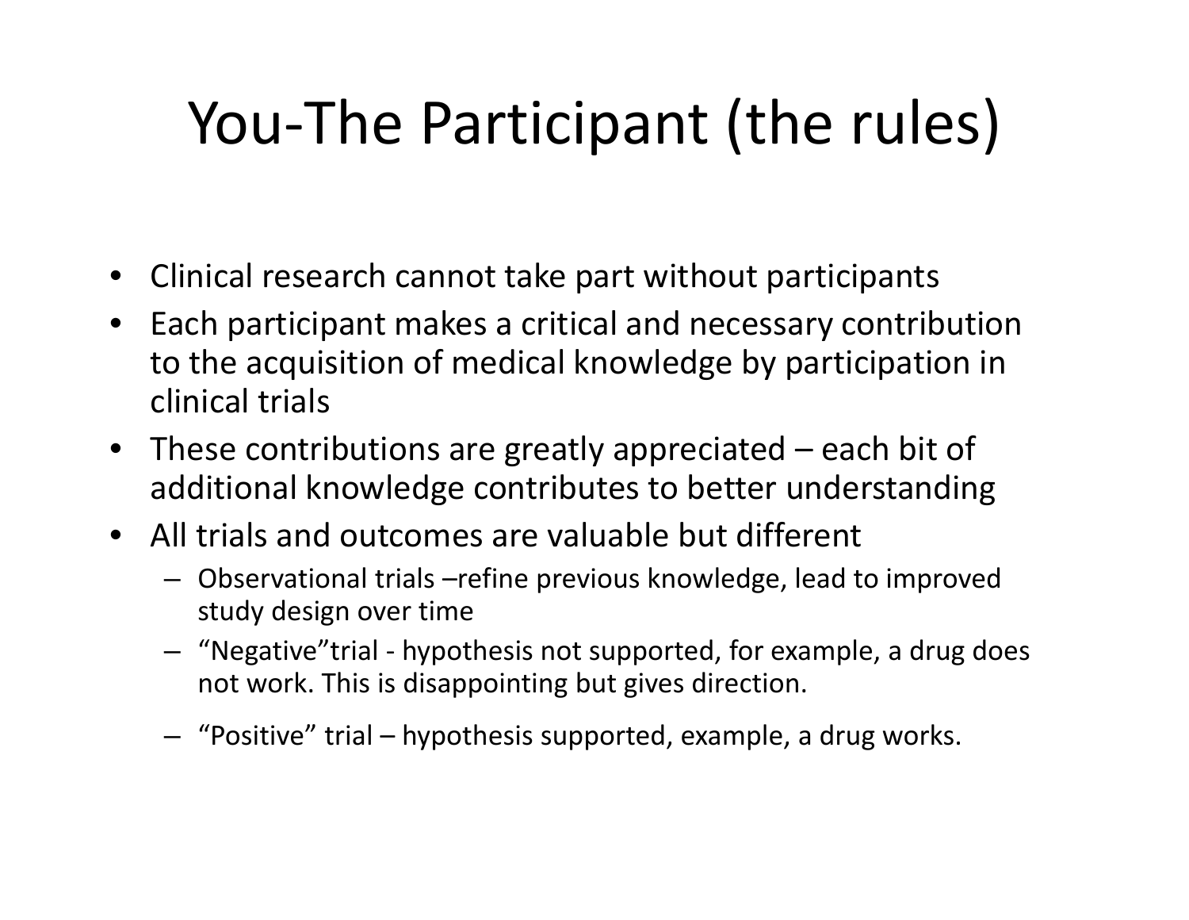# You-The Participant (the rules)

- Clinical research cannot take part without participants
- Each participant makes a critical and necessary contribution to the acquisition of medical knowledge by participation in clinical trials
- These contributions are greatly appreciated – each bit of additional knowledge contributes to better understanding
- All trials and outcomes are valuable but different
  - Observational trials –refine previous knowledge, lead to improved study design over time
  - "Negative"trial - hypothesis not supported, for example, a drug does not work. This is disappointing but gives direction.
  - "Positive" trial – hypothesis supported, example, a drug works.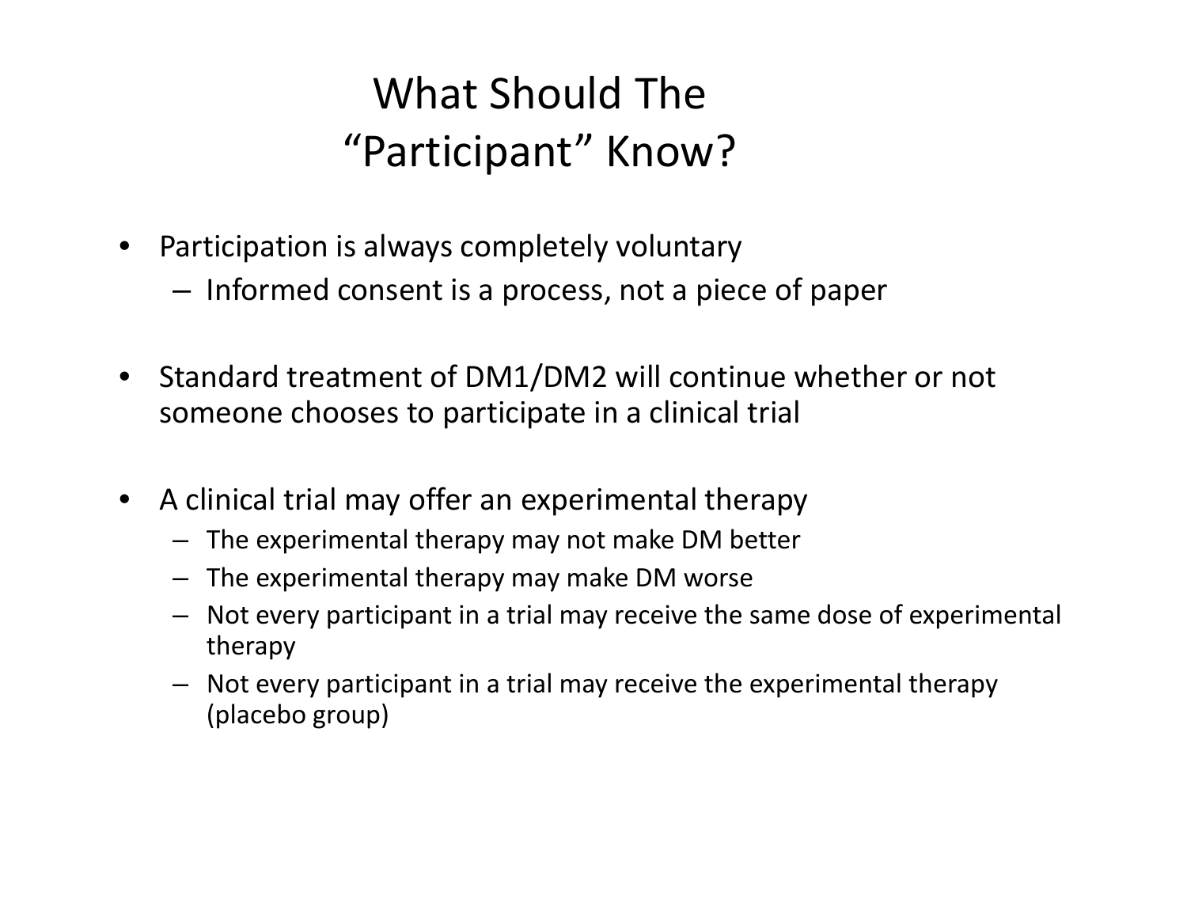# What Should The "Participant" Know?

- Participation is always completely voluntary
  - Informed consent is a process, not a piece of paper

- Standard treatment of DM1/DM2 will continue whether or not someone chooses to participate in a clinical trial

- A clinical trial may offer an experimental therapy
  - The experimental therapy may not make DM better
  - The experimental therapy may make DM worse
  - Not every participant in a trial may receive the same dose of experimental therapy
  - Not every participant in a trial may receive the experimental therapy (placebo group)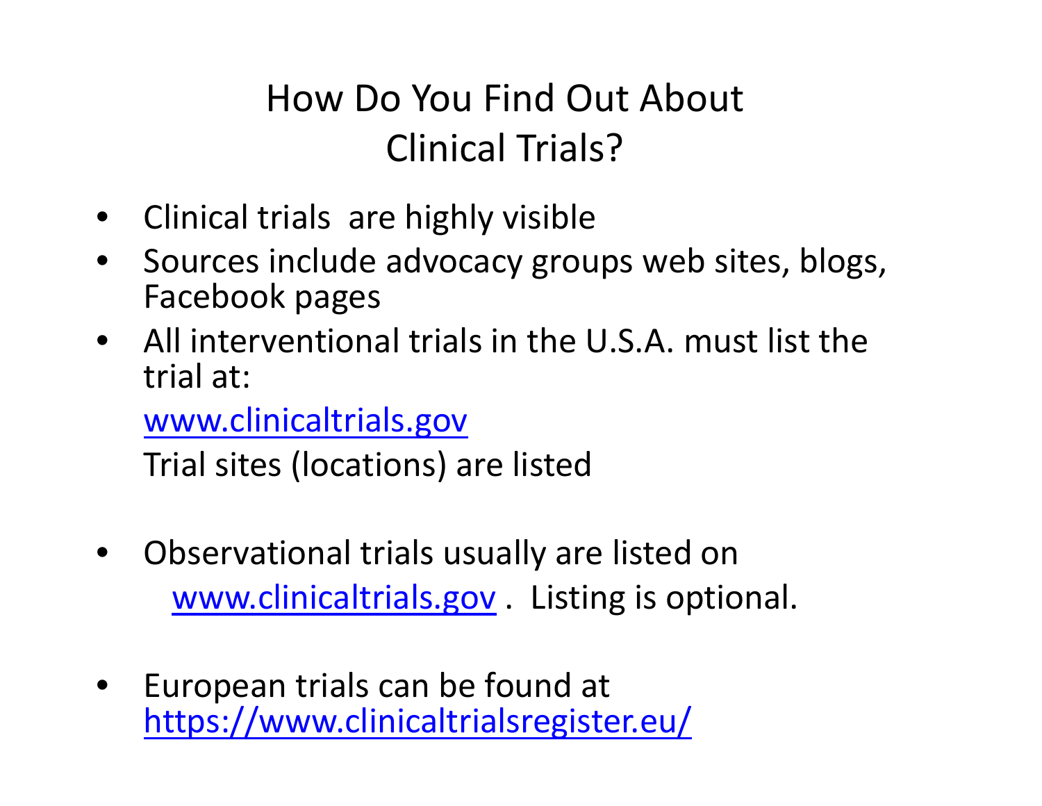# How Do You Find Out About Clinical Trials?

- Clinical trials are highly visible
- Sources include advocacy groups web sites, blogs, Facebook pages
- All interventional trials in the U.S.A. must list the trial at:

  www.clinicaltrials.gov

  Trial sites (locations) are listed

- Observational trials usually are listed on www.clinicaltrials.gov . Listing is optional.

- European trials can be found at https://www.clinicaltrialsregister.eu/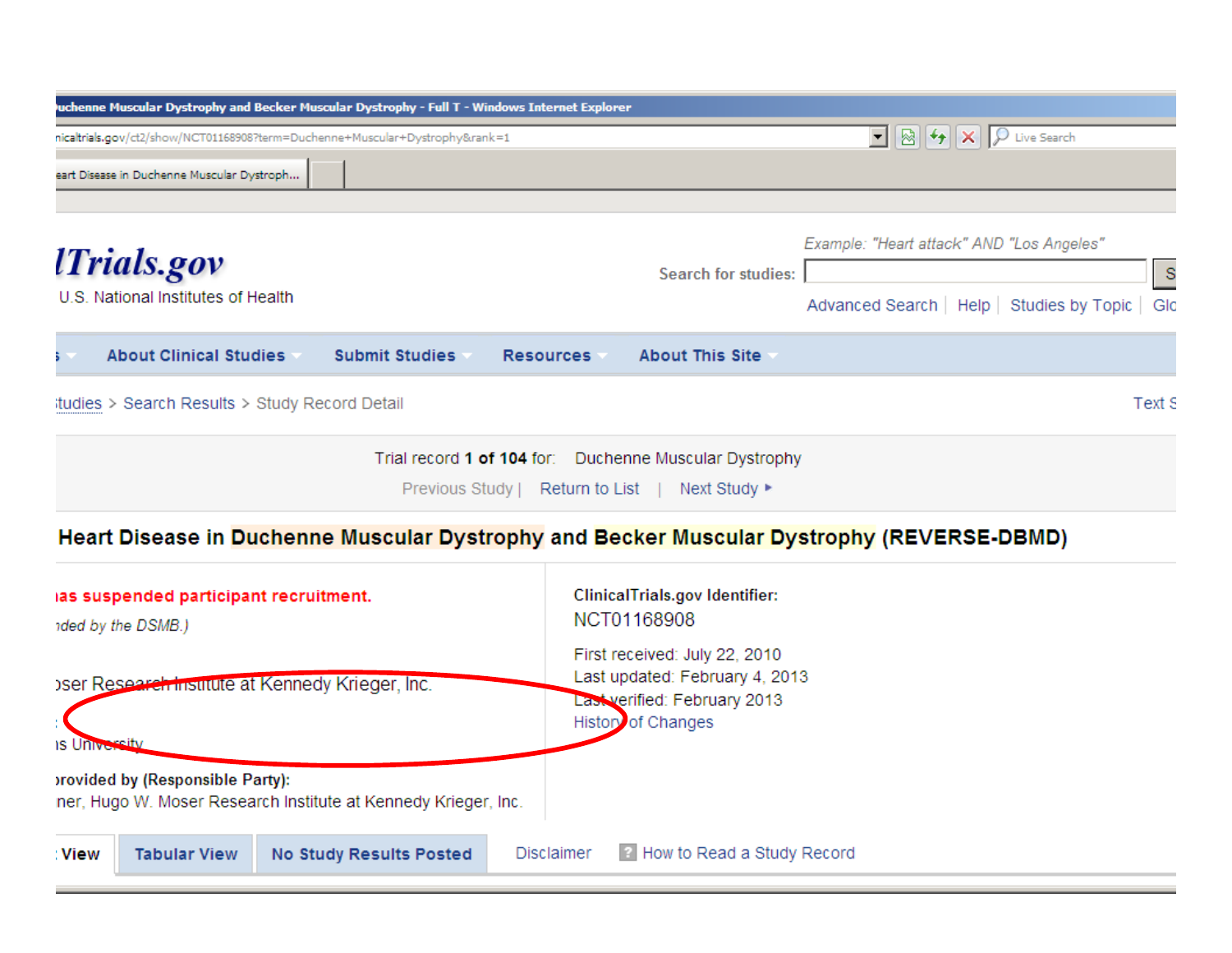uchenne Muscular Dystrophy and Becker Muscular Dystrophy - Full T - Windows Internet Explorer

nicaltrials.gov/ct2/show/NCT01168908?term=Duchenne+Muscular+Dystrophy&rank=1

eart Disease in Duchenne Muscular Dystroph...

lTrials.gov

U.S. National Institutes of Health

Example: "Heart attack" AND "Los Angeles"

Search for studies:

Advanced Search | Help | Studies by Topic | Glo

About Clinical Studies | Submit Studies | Resources | About This Site

tudies > Search Results > Study Record Detail

Text S

Trial record **1 of 104** for: Duchenne Muscular Dystrophy

Previous Study | Return to List | Next Study ▸

## Heart Disease in Duchenne Muscular Dystrophy and Becker Muscular Dystrophy (REVERSE-DBMD)

**as suspended participant recruitment.**

*nded by the DSMB.)*

oser Research Institute at Kennedy Krieger, Inc.

:

s University

**rovided by (Responsible Party):**

ner, Hugo W. Moser Research Institute at Kennedy Krieger, Inc.

**ClinicalTrials.gov Identifier:**

NCT01168908

First received: July 22, 2010

Last updated: February 4, 2013

Last verified: February 2013

History of Changes

View | Tabular View | No Study Results Posted | Disclaimer | How to Read a Study Record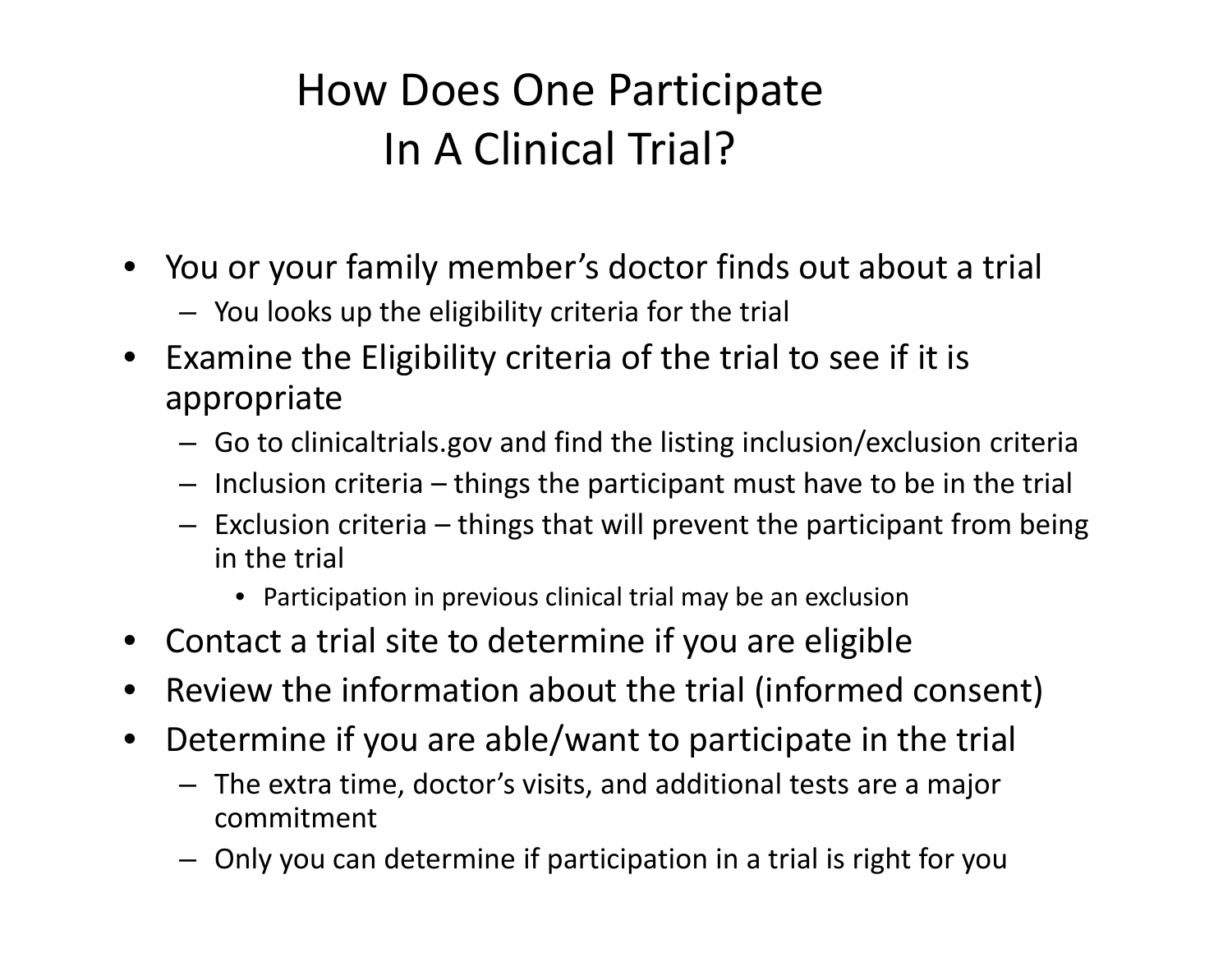# How Does One Participate In A Clinical Trial?

- You or your family member's doctor finds out about a trial
  - You looks up the eligibility criteria for the trial
- Examine the Eligibility criteria of the trial to see if it is appropriate
  - Go to clinicaltrials.gov and find the listing inclusion/exclusion criteria
  - Inclusion criteria – things the participant must have to be in the trial
  - Exclusion criteria – things that will prevent the participant from being in the trial
    - Participation in previous clinical trial may be an exclusion
- Contact a trial site to determine if you are eligible
- Review the information about the trial (informed consent)
- Determine if you are able/want to participate in the trial
  - The extra time, doctor's visits, and additional tests are a major commitment
  - Only you can determine if participation in a trial is right for you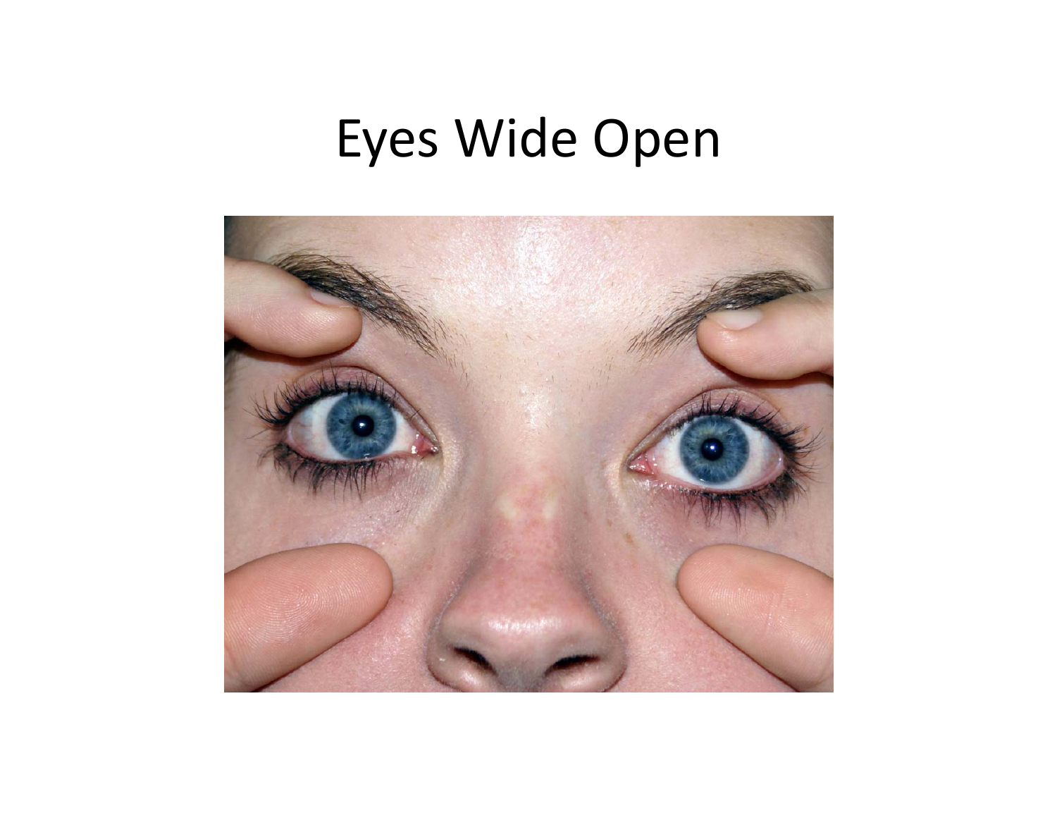# Eyes Wide Open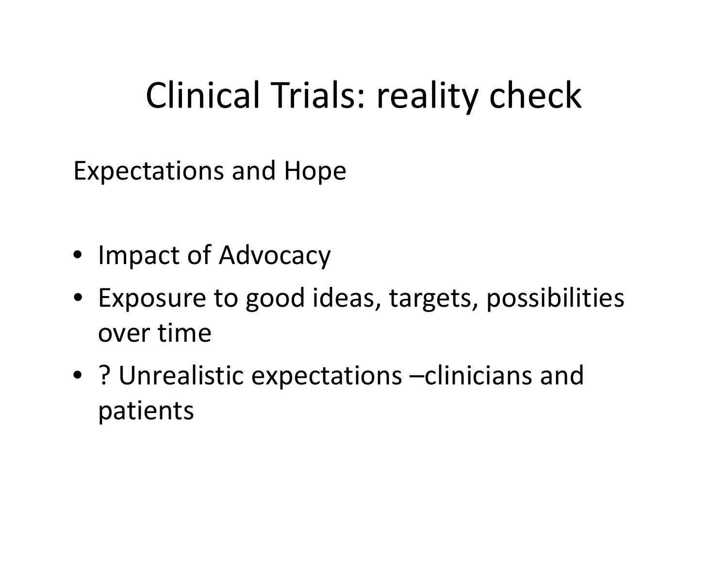# Clinical Trials: reality check

Expectations and Hope

- Impact of Advocacy
- Exposure to good ideas, targets, possibilities over time
- ? Unrealistic expectations –clinicians and patients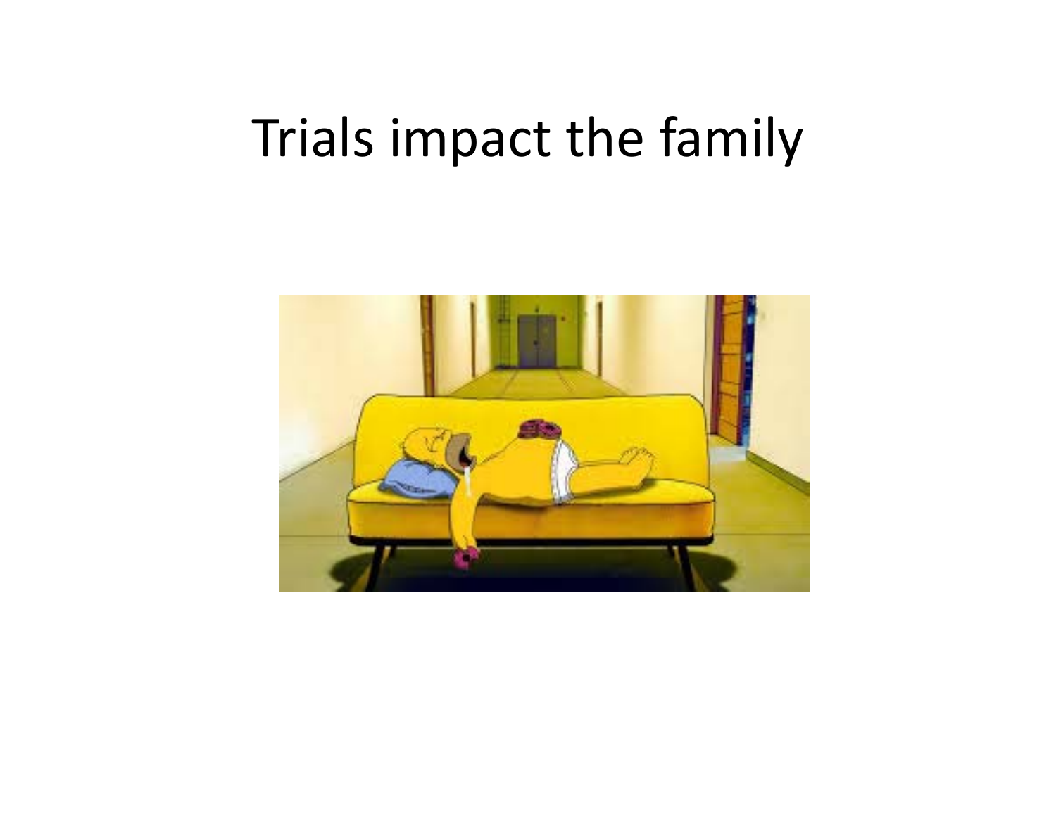# Trials impact the family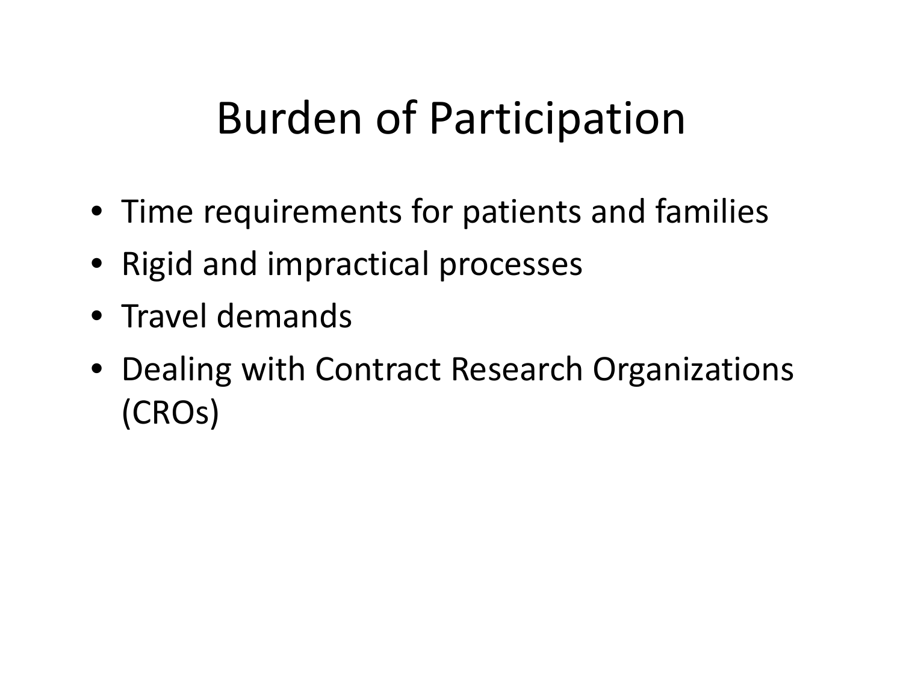# Burden of Participation

- Time requirements for patients and families
- Rigid and impractical processes
- Travel demands
- Dealing with Contract Research Organizations (CROs)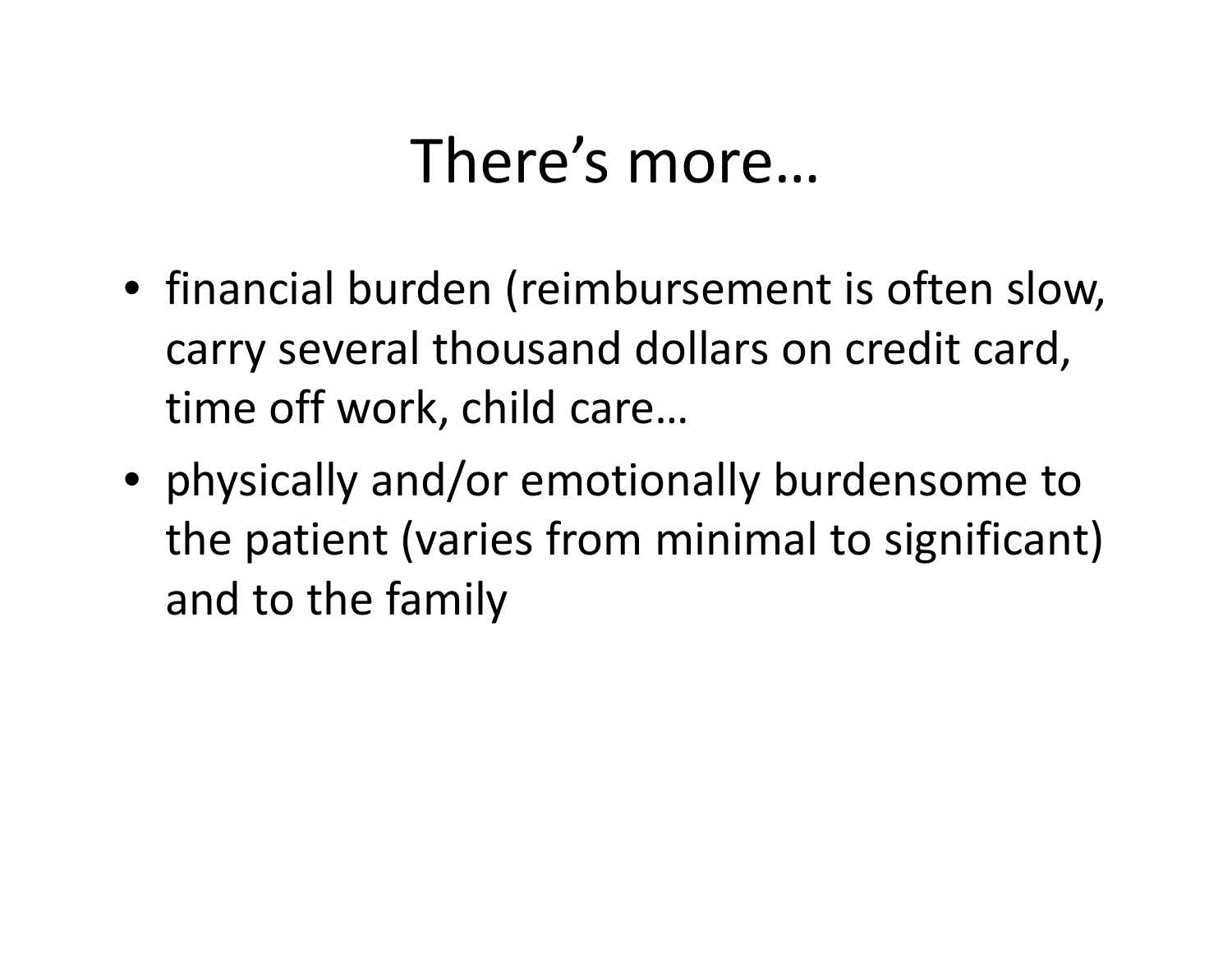# There's more…

- financial burden (reimbursement is often slow, carry several thousand dollars on credit card, time off work, child care…
- physically and/or emotionally burdensome to the patient (varies from minimal to significant) and to the family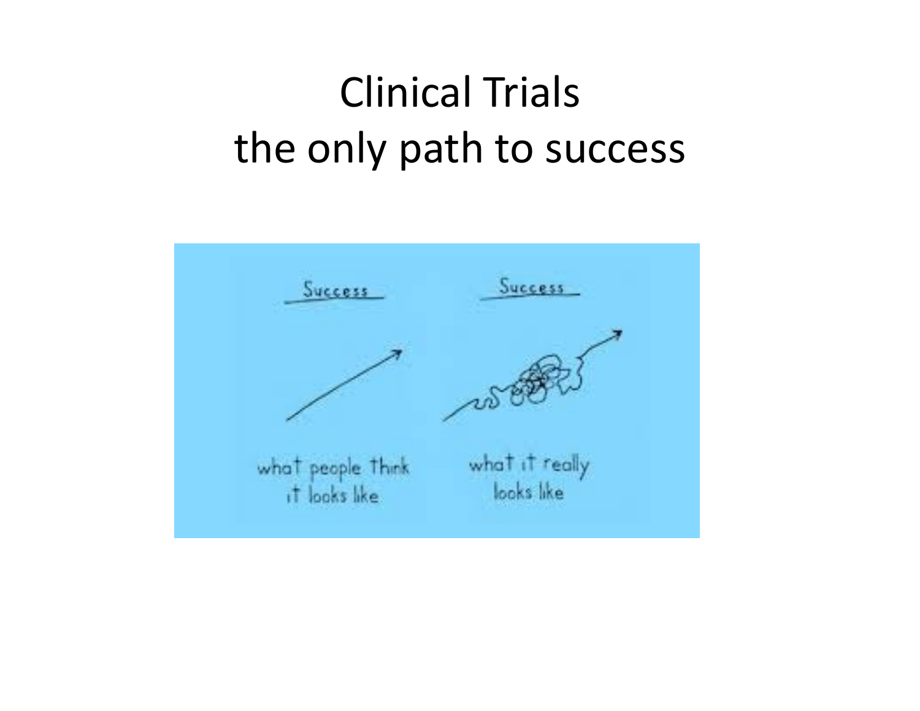# Clinical Trials
# the only path to success

Success

what people think it looks like

Success

what it really looks like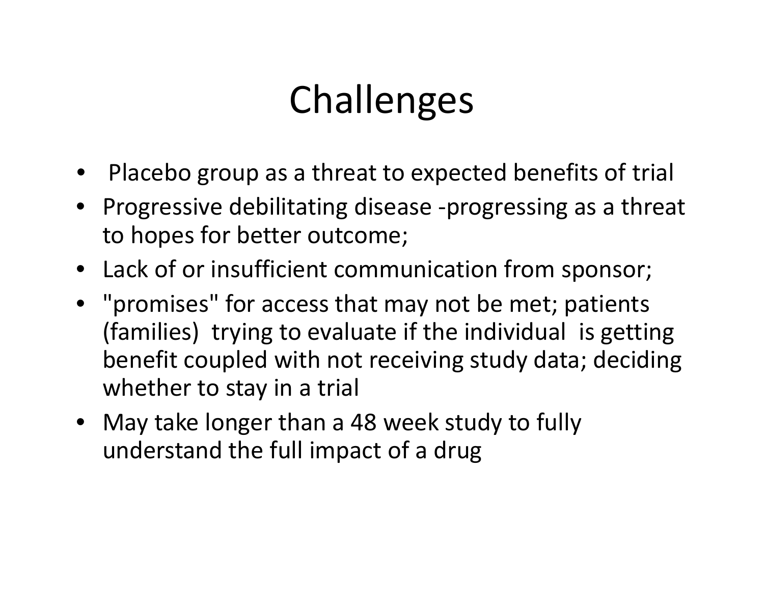# Challenges

- Placebo group as a threat to expected benefits of trial
- Progressive debilitating disease -progressing as a threat to hopes for better outcome;
- Lack of or insufficient communication from sponsor;
- "promises" for access that may not be met; patients (families) trying to evaluate if the individual is getting benefit coupled with not receiving study data; deciding whether to stay in a trial
- May take longer than a 48 week study to fully understand the full impact of a drug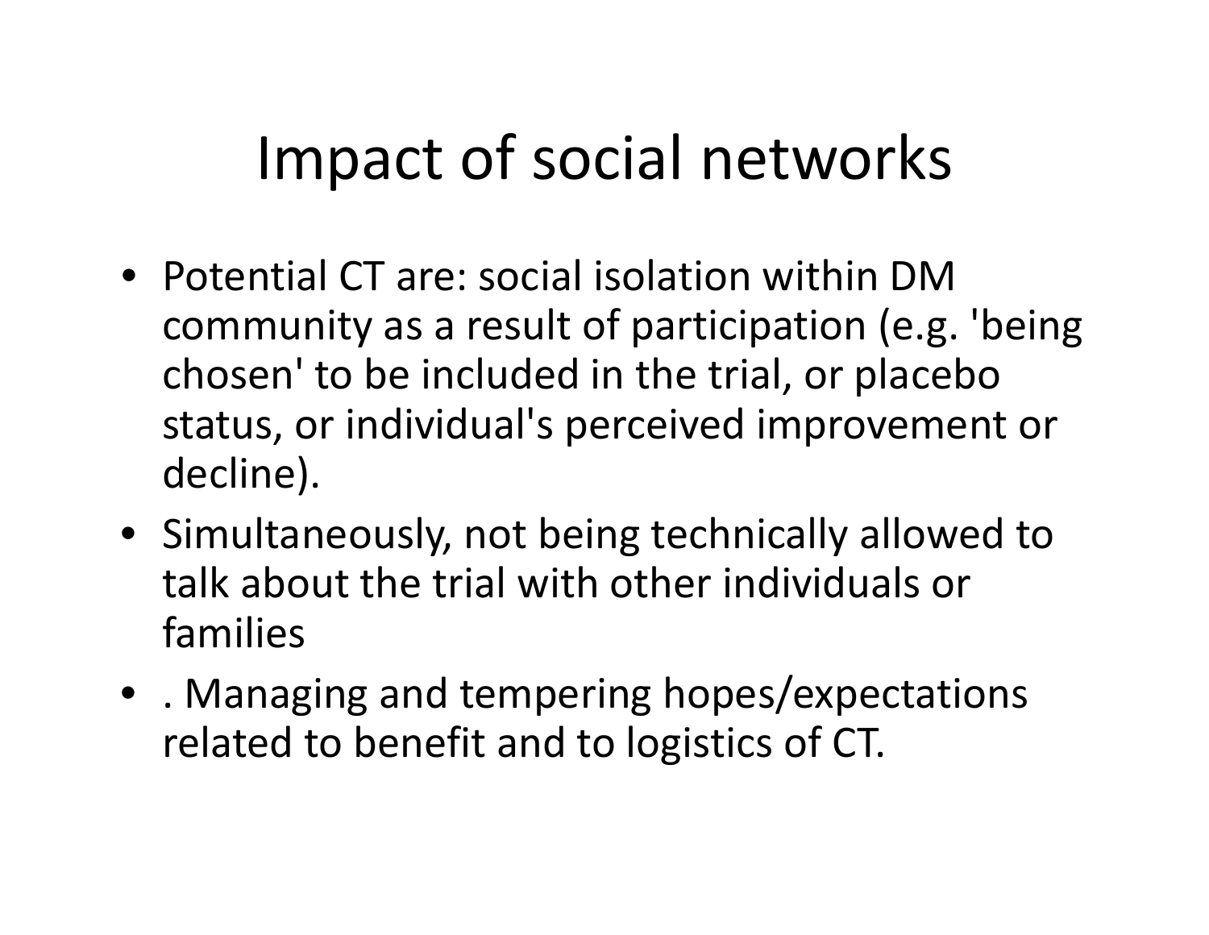# Impact of social networks

- Potential CT are: social isolation within DM community as a result of participation (e.g. 'being chosen' to be included in the trial, or placebo status, or individual's perceived improvement or decline).
- Simultaneously, not being technically allowed to talk about the trial with other individuals or families
- . Managing and tempering hopes/expectations related to benefit and to logistics of CT.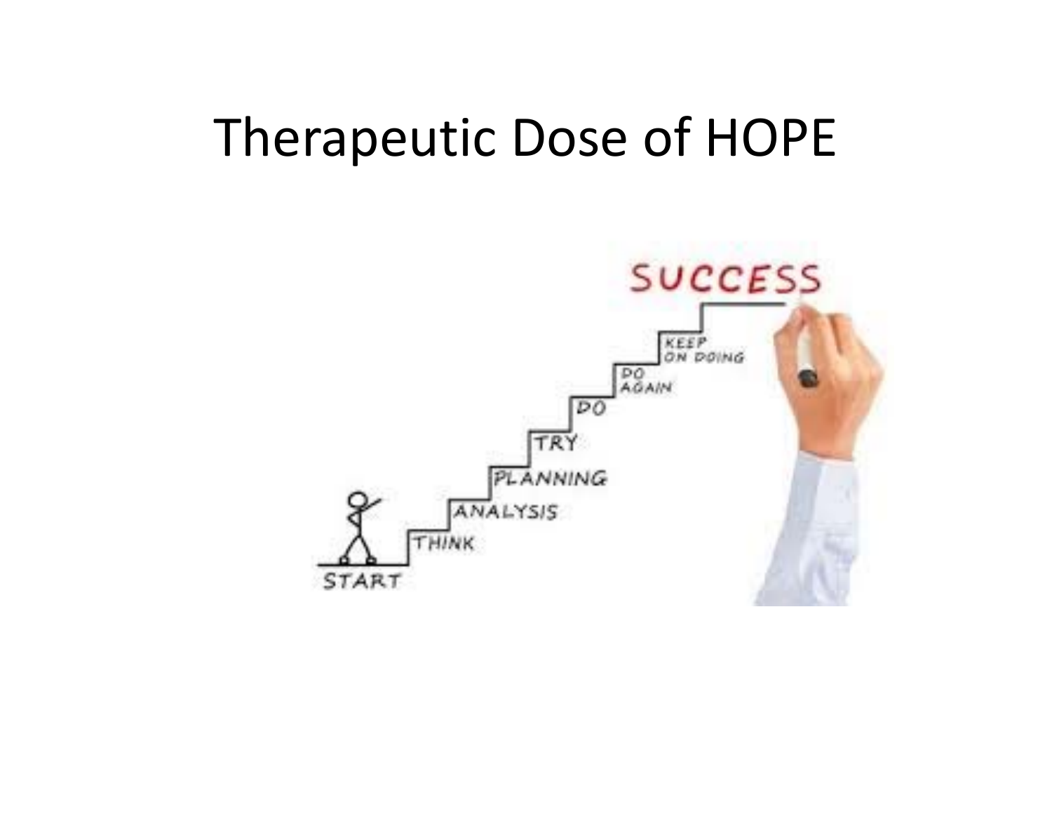# Therapeutic Dose of HOPE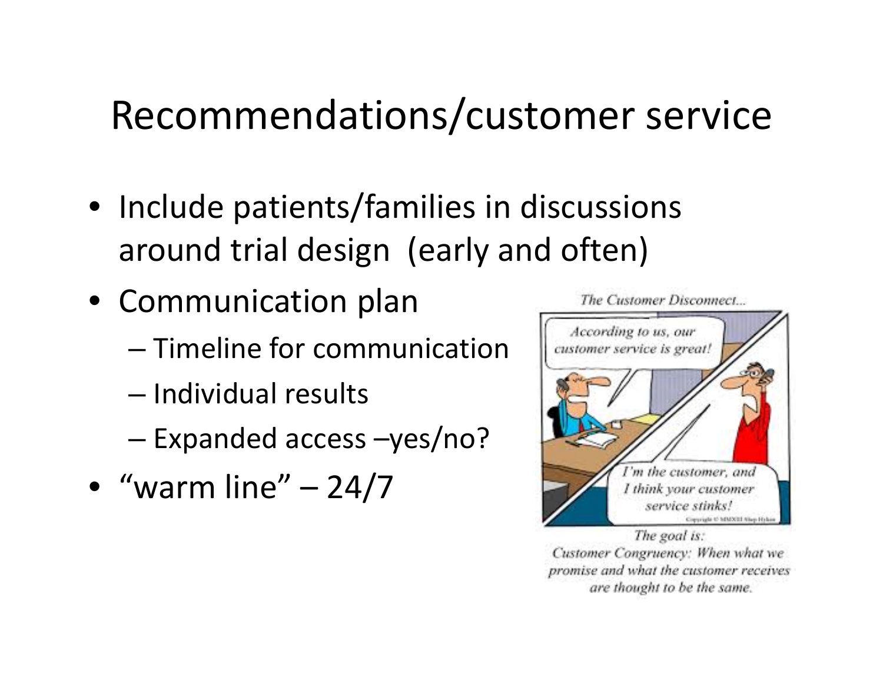# Recommendations/customer service

- Include patients/families in discussions around trial design (early and often)
- Communication plan
  - Timeline for communication
  - Individual results
  - Expanded access –yes/no?
- "warm line" – 24/7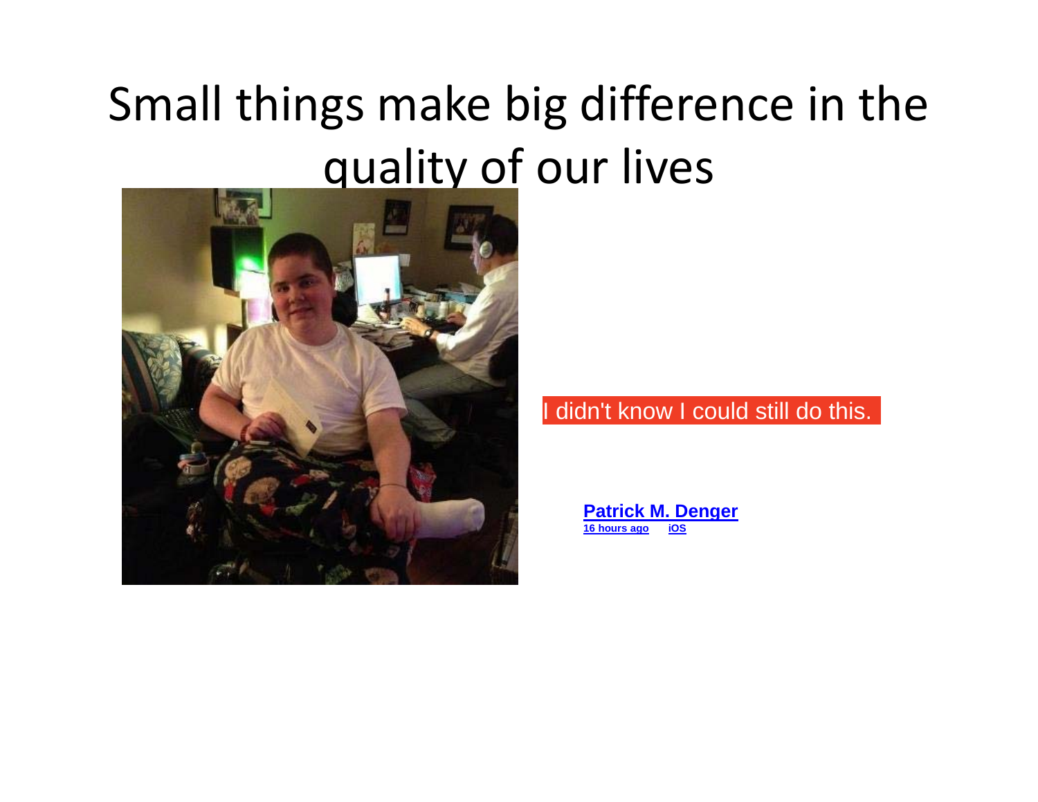# Small things make big difference in the quality of our lives

I didn't know I could still do this.

**Patrick M. Denger**

**16 hours ago** **iOS**